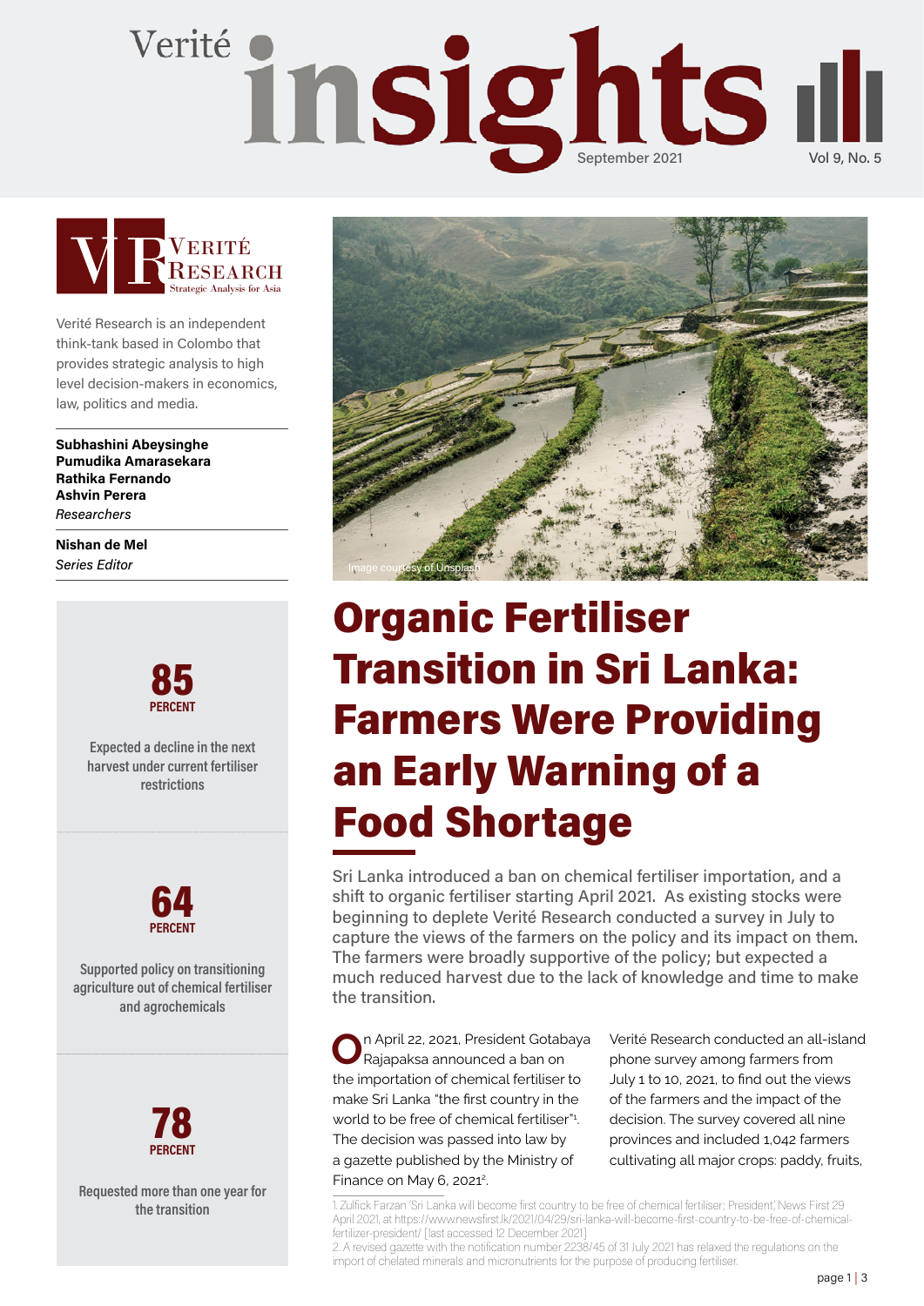Verité **insights**

September 2021

Verité Research is an independent think-tank based in Colombo that provides strategic analysis to high level decision-makers in economics, law, politics and media.

**Subhashini Abeysinghe**
**Pumudika Amarasekara**
**Rathika Fernando**
**Ashvin Perera**
*Researchers*

**Nishan de Mel**
*Series Editor*

**85 PERCENT**

Expected a decline in the next harvest under current fertiliser restrictions

**64 PERCENT**

Supported policy on transitioning agriculture out of chemical fertiliser and agrochemicals

**78 PERCENT**

Requested more than one year for the transition

Image courtesy of Unsplash

# Organic Fertiliser Transition in Sri Lanka: Farmers Were Providing an Early Warning of a Food Shortage

Sri Lanka introduced a ban on chemical fertiliser importation, and a shift to organic fertiliser starting April 2021. As existing stocks were beginning to deplete Verité Research conducted a survey in July to capture the views of the farmers on the policy and its impact on them. The farmers were broadly supportive of the policy; but expected a much reduced harvest due to the lack of knowledge and time to make the transition.

On April 22, 2021, President Gotabaya Rajapaksa announced a ban on the importation of chemical fertiliser to make Sri Lanka "the first country in the world to be free of chemical fertiliser"[1]. The decision was passed into law by a gazette published by the Ministry of Finance on May 6, 2021[2].

Verité Research conducted an all-island phone survey among farmers from July 1 to 10, 2021, to find out the views of the farmers and the impact of the decision. The survey covered all nine provinces and included 1,042 farmers cultivating all major crops: paddy, fruits,

1. Zulfick Farzan 'Sri Lanka will become first country to be free of chemical fertiliser; President,' News First 29 April 2021, at https://www.newsfirst.lk/2021/04/29/sri-lanka-will-become-first-country-to-be-free-of-chemical-fertilizer-president/ [last accessed 12 December 2021]

2. A revised gazette with the notification number 2238/45 of 31 July 2021 has relaxed the regulations on the import of chelated minerals and micronutrients for the purpose of producing fertiliser.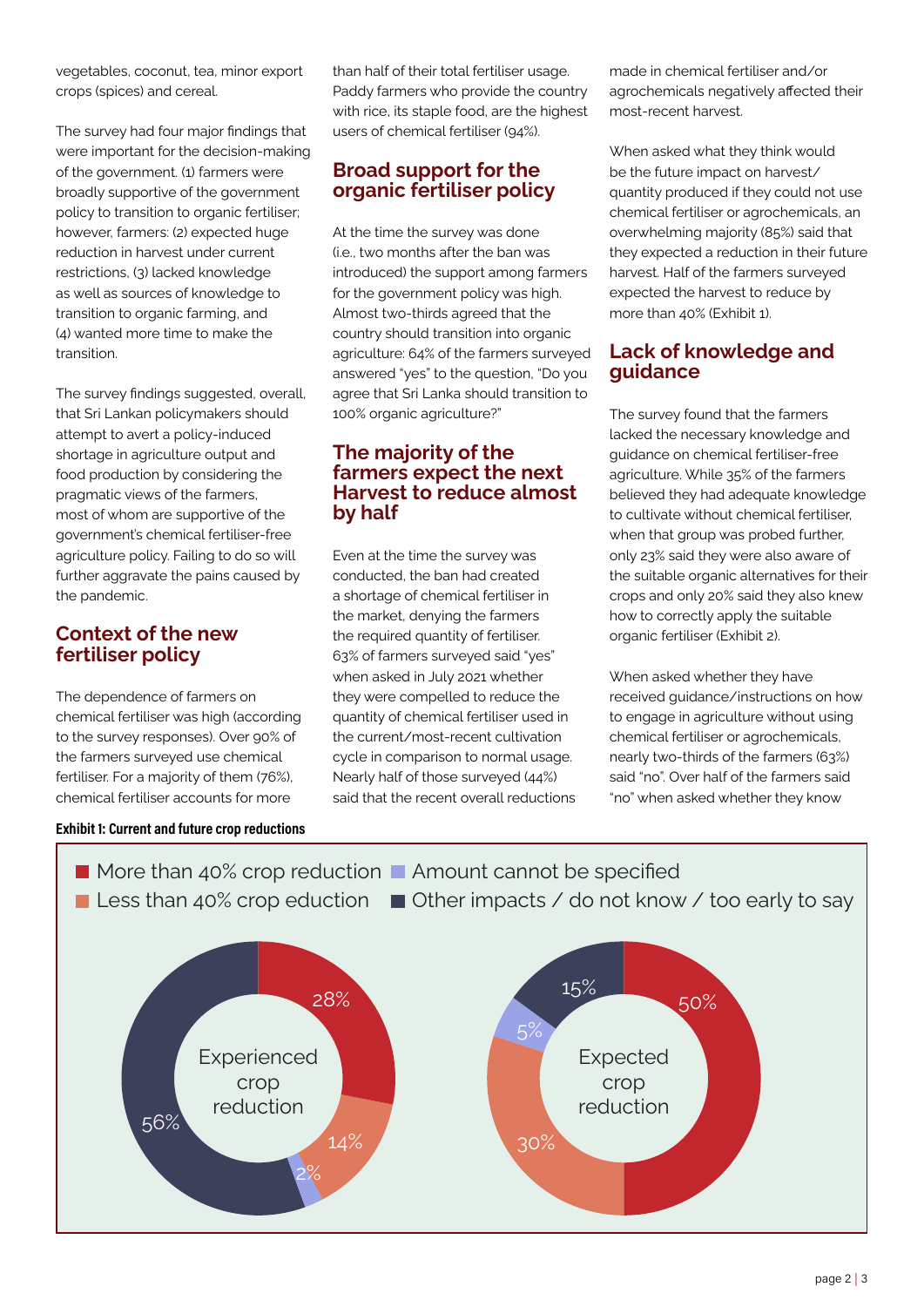vegetables, coconut, tea, minor export crops (spices) and cereal.

The survey had four major findings that were important for the decision-making of the government. (1) farmers were broadly supportive of the government policy to transition to organic fertiliser; however, farmers: (2) expected huge reduction in harvest under current restrictions, (3) lacked knowledge as well as sources of knowledge to transition to organic farming, and (4) wanted more time to make the transition.

The survey findings suggested, overall, that Sri Lankan policymakers should attempt to avert a policy-induced shortage in agriculture output and food production by considering the pragmatic views of the farmers, most of whom are supportive of the government's chemical fertiliser-free agriculture policy. Failing to do so will further aggravate the pains caused by the pandemic.

## Context of the new fertiliser policy

The dependence of farmers on chemical fertiliser was high (according to the survey responses). Over 90% of the farmers surveyed use chemical fertiliser. For a majority of them (76%), chemical fertiliser accounts for more than half of their total fertiliser usage. Paddy farmers who provide the country with rice, its staple food, are the highest users of chemical fertiliser (94%).

## Broad support for the organic fertiliser policy

At the time the survey was done (i.e., two months after the ban was introduced) the support among farmers for the government policy was high. Almost two-thirds agreed that the country should transition into organic agriculture: 64% of the farmers surveyed answered "yes" to the question, "Do you agree that Sri Lanka should transition to 100% organic agriculture?"

## The majority of the farmers expect the next Harvest to reduce almost by half

Even at the time the survey was conducted, the ban had created a shortage of chemical fertiliser in the market, denying the farmers the required quantity of fertiliser. 63% of farmers surveyed said "yes" when asked in July 2021 whether they were compelled to reduce the quantity of chemical fertiliser used in the current/most-recent cultivation cycle in comparison to normal usage. Nearly half of those surveyed (44%) said that the recent overall reductions made in chemical fertiliser and/or agrochemicals negatively affected their most-recent harvest.

When asked what they think would be the future impact on harvest/quantity produced if they could not use chemical fertiliser or agrochemicals, an overwhelming majority (85%) said that they expected a reduction in their future harvest. Half of the farmers surveyed expected the harvest to reduce by more than 40% (Exhibit 1).

## Lack of knowledge and guidance

The survey found that the farmers lacked the necessary knowledge and guidance on chemical fertiliser-free agriculture. While 35% of the farmers believed they had adequate knowledge to cultivate without chemical fertiliser, when that group was probed further, only 23% said they were also aware of the suitable organic alternatives for their crops and only 20% said they also knew how to correctly apply the suitable organic fertiliser (Exhibit 2).

When asked whether they have received guidance/instructions on how to engage in agriculture without using chemical fertiliser or agrochemicals, nearly two-thirds of the farmers (63%) said "no". Over half of the farmers said "no" when asked whether they know

**Exhibit 1: Current and future crop reductions**

| | Experienced crop reduction | Expected crop reduction |
|---|---|---|
| More than 40% crop reduction | 28% | 50% |
| Less than 40% crop eduction | 14% | 30% |
| Amount cannot be specified | 2% | 5% |
| Other impacts / do not know / too early to say | 56% | 15% |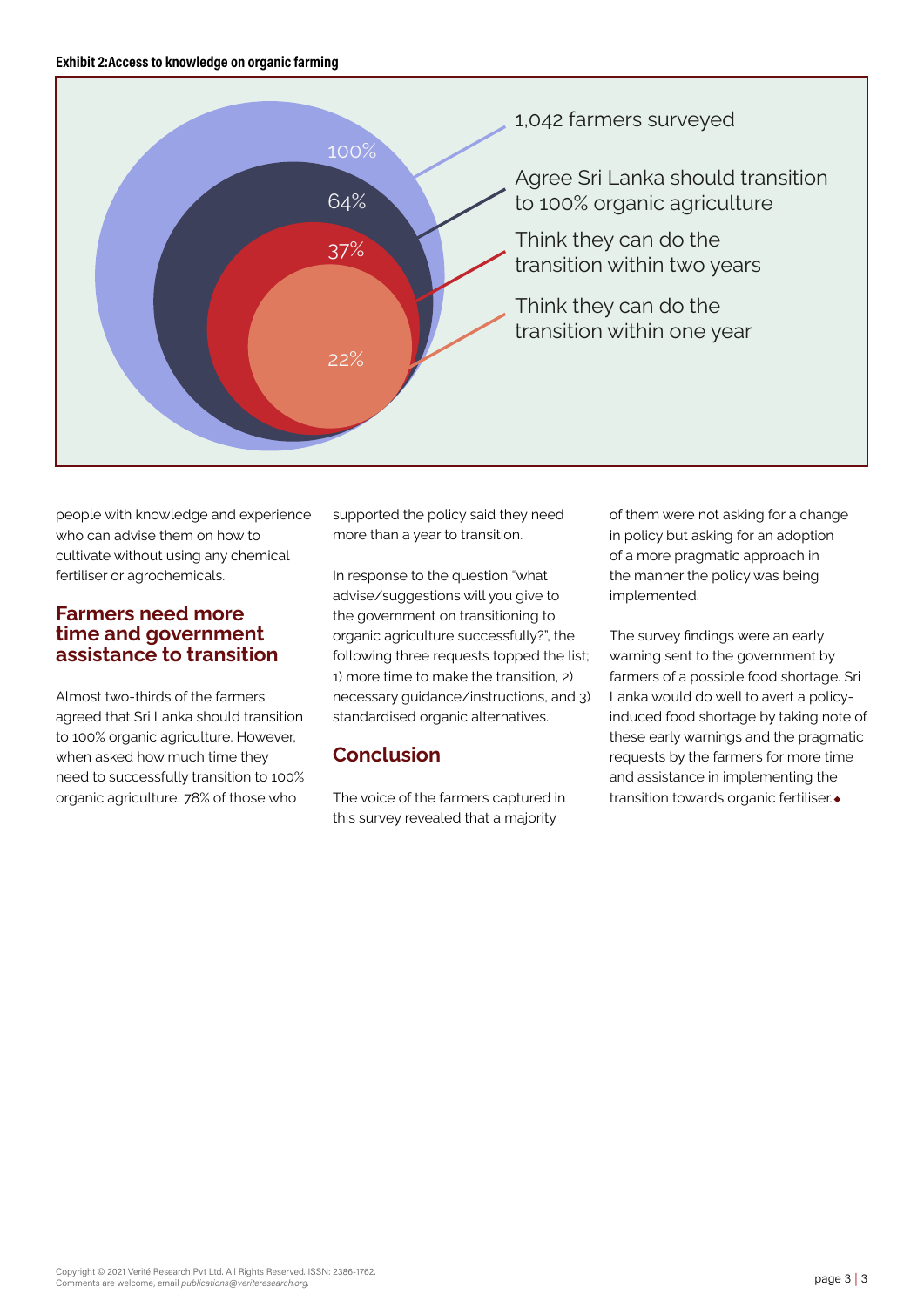**Exhibit 2:Access to knowledge on organic farming**

100%
64%
37%
22%

1,042 farmers surveyed

Agree Sri Lanka should transition to 100% organic agriculture

Think they can do the transition within two years

Think they can do the transition within one year

people with knowledge and experience who can advise them on how to cultivate without using any chemical fertiliser or agrochemicals.

## Farmers need more time and government assistance to transition

Almost two-thirds of the farmers agreed that Sri Lanka should transition to 100% organic agriculture. However, when asked how much time they need to successfully transition to 100% organic agriculture, 78% of those who supported the policy said they need more than a year to transition.

In response to the question "what advise/suggestions will you give to the government on transitioning to organic agriculture successfully?", the following three requests topped the list; 1) more time to make the transition, 2) necessary guidance/instructions, and 3) standardised organic alternatives.

## Conclusion

The voice of the farmers captured in this survey revealed that a majority of them were not asking for a change in policy but asking for an adoption of a more pragmatic approach in the manner the policy was being implemented.

The survey findings were an early warning sent to the government by farmers of a possible food shortage. Sri Lanka would do well to avert a policy-induced food shortage by taking note of these early warnings and the pragmatic requests by the farmers for more time and assistance in implementing the transition towards organic fertiliser.◆

Copyright © 2021 Verité Research Pvt Ltd. All Rights Reserved. ISSN: 2386-1762.
Comments are welcome, email *publications@veriteresearch.org*.